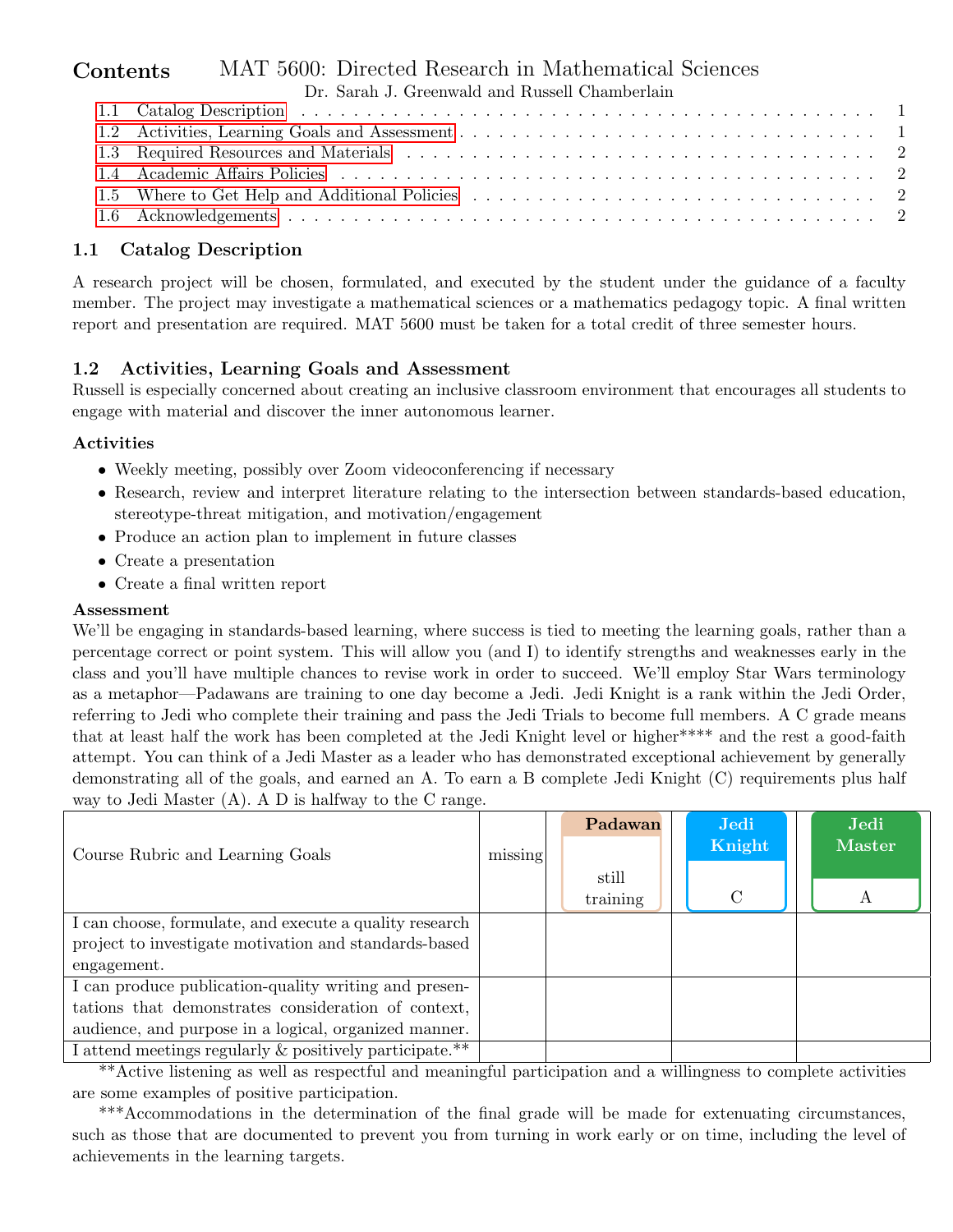# MAT 5600: Directed Research in Mathematical Sciences

Dr. Sarah J. Greenwald and Russell Chamberlain

## Contents

- 1.1 Catalog Description . . . 1
- 1.2 Activities, Learning Goals and Assessment . . . 1
- 1.3 Required Resources and Materials . . . 2
- 1.4 Academic Affairs Policies . . . 2
- 1.5 Where to Get Help and Additional Policies . . . 2
- 1.6 Acknowledgements . . . 2

## 1.1 Catalog Description

A research project will be chosen, formulated, and executed by the student under the guidance of a faculty member. The project may investigate a mathematical sciences or a mathematics pedagogy topic. A final written report and presentation are required. MAT 5600 must be taken for a total credit of three semester hours.

## 1.2 Activities, Learning Goals and Assessment

Russell is especially concerned about creating an inclusive classroom environment that encourages all students to engage with material and discover the inner autonomous learner.

### Activities

- Weekly meeting, possibly over Zoom videoconferencing if necessary
- Research, review and interpret literature relating to the intersection between standards-based education, stereotype-threat mitigation, and motivation/engagement
- Produce an action plan to implement in future classes
- Create a presentation
- Create a final written report

### Assessment

We'll be engaging in standards-based learning, where success is tied to meeting the learning goals, rather than a percentage correct or point system. This will allow you (and I) to identify strengths and weaknesses early in the class and you'll have multiple chances to revise work in order to succeed. We'll employ Star Wars terminology as a metaphor—Padawans are training to one day become a Jedi. Jedi Knight is a rank within the Jedi Order, referring to Jedi who complete their training and pass the Jedi Trials to become full members. A C grade means that at least half the work has been completed at the Jedi Knight level or higher**** and the rest a good-faith attempt. You can think of a Jedi Master as a leader who has demonstrated exceptional achievement by generally demonstrating all of the goals, and earned an A. To earn a B complete Jedi Knight (C) requirements plus half way to Jedi Master (A). A D is halfway to the C range.

| Course Rubric and Learning Goals | missing | Padawan still training | Jedi Knight C | Jedi Master A |
|---|---|---|---|---|
| I can choose, formulate, and execute a quality research project to investigate motivation and standards-based engagement. | | | | |
| I can produce publication-quality writing and presentations that demonstrates consideration of context, audience, and purpose in a logical, organized manner. | | | | |
| I attend meetings regularly & positively participate.** | | | | |

**Active listening as well as respectful and meaningful participation and a willingness to complete activities are some examples of positive participation.

***Accommodations in the determination of the final grade will be made for extenuating circumstances, such as those that are documented to prevent you from turning in work early or on time, including the level of achievements in the learning targets.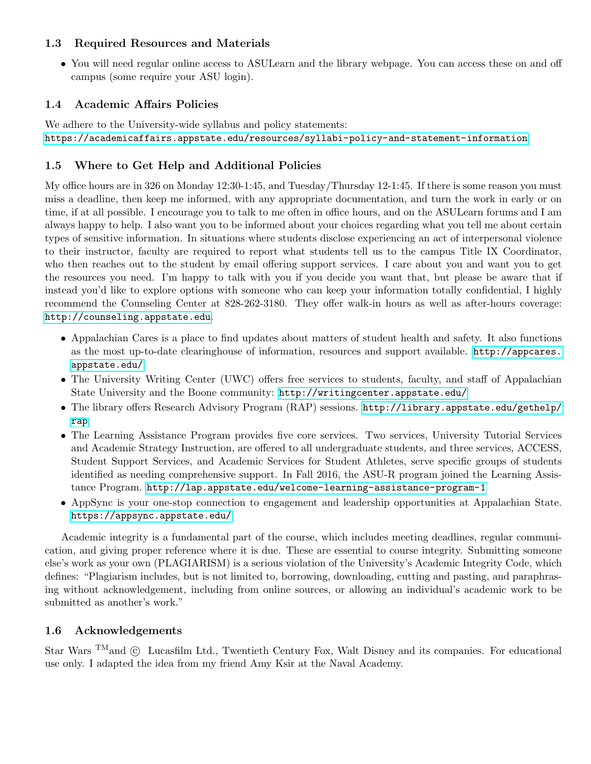### 1.3 Required Resources and Materials

- You will need regular online access to ASULearn and the library webpage. You can access these on and off campus (some require your ASU login).

### 1.4 Academic Affairs Policies

We adhere to the University-wide syllabus and policy statements:
https://academicaffairs.appstate.edu/resources/syllabi-policy-and-statement-information

### 1.5 Where to Get Help and Additional Policies

My office hours are in 326 on Monday 12:30-1:45, and Tuesday/Thursday 12-1:45. If there is some reason you must miss a deadline, then keep me informed, with any appropriate documentation, and turn the work in early or on time, if at all possible. I encourage you to talk to me often in office hours, and on the ASULearn forums and I am always happy to help. I also want you to be informed about your choices regarding what you tell me about certain types of sensitive information. In situations where students disclose experiencing an act of interpersonal violence to their instructor, faculty are required to report what students tell us to the campus Title IX Coordinator, who then reaches out to the student by email offering support services. I care about you and want you to get the resources you need. I'm happy to talk with you if you decide you want that, but please be aware that if instead you'd like to explore options with someone who can keep your information totally confidential, I highly recommend the Counseling Center at 828-262-3180. They offer walk-in hours as well as after-hours coverage: http://counseling.appstate.edu.

- Appalachian Cares is a place to find updates about matters of student health and safety. It also functions as the most up-to-date clearinghouse of information, resources and support available. http://appcares.appstate.edu/.
- The University Writing Center (UWC) offers free services to students, faculty, and staff of Appalachian State University and the Boone community: http://writingcenter.appstate.edu/
- The library offers Research Advisory Program (RAP) sessions. http://library.appstate.edu/gethelp/rap
- The Learning Assistance Program provides five core services. Two services, University Tutorial Services and Academic Strategy Instruction, are offered to all undergraduate students, and three services, ACCESS, Student Support Services, and Academic Services for Student Athletes, serve specific groups of students identified as needing comprehensive support. In Fall 2016, the ASU-R program joined the Learning Assistance Program. http://lap.appstate.edu/welcome-learning-assistance-program-1
- AppSync is your one-stop connection to engagement and leadership opportunities at Appalachian State. https://appsync.appstate.edu/

Academic integrity is a fundamental part of the course, which includes meeting deadlines, regular communication, and giving proper reference where it is due. These are essential to course integrity. Submitting someone else's work as your own (PLAGIARISM) is a serious violation of the University's Academic Integrity Code, which defines: "Plagiarism includes, but is not limited to, borrowing, downloading, cutting and pasting, and paraphrasing without acknowledgement, including from online sources, or allowing an individual's academic work to be submitted as another's work."

### 1.6 Acknowledgements

Star Wars ™ and © Lucasfilm Ltd., Twentieth Century Fox, Walt Disney and its companies. For educational use only. I adapted the idea from my friend Amy Ksir at the Naval Academy.